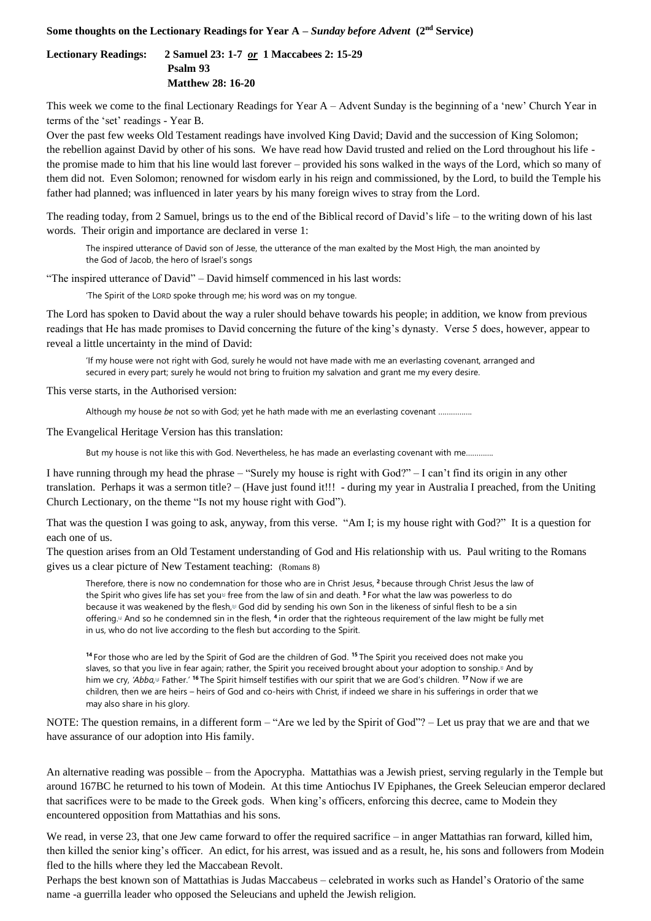**Some thoughts on the Lectionary Readings for Year A – *Sunday before Advent* (2nd Service)**

**Lectionary Readings: 2 Samuel 23: 1-7 *or* 1 Maccabees 2: 15-29**
**Psalm 93**
**Matthew 28: 16-20**

This week we come to the final Lectionary Readings for Year A – Advent Sunday is the beginning of a 'new' Church Year in terms of the 'set' readings - Year B.

Over the past few weeks Old Testament readings have involved King David; David and the succession of King Solomon; the rebellion against David by other of his sons. We have read how David trusted and relied on the Lord throughout his life - the promise made to him that his line would last forever – provided his sons walked in the ways of the Lord, which so many of them did not. Even Solomon; renowned for wisdom early in his reign and commissioned, by the Lord, to build the Temple his father had planned; was influenced in later years by his many foreign wives to stray from the Lord.

The reading today, from 2 Samuel, brings us to the end of the Biblical record of David's life – to the writing down of his last words. Their origin and importance are declared in verse 1:

> The inspired utterance of David son of Jesse, the utterance of the man exalted by the Most High, the man anointed by the God of Jacob, the hero of Israel's songs

"The inspired utterance of David" – David himself commenced in his last words:

> 'The Spirit of the LORD spoke through me; his word was on my tongue.

The Lord has spoken to David about the way a ruler should behave towards his people; in addition, we know from previous readings that He has made promises to David concerning the future of the king's dynasty. Verse 5 does, however, appear to reveal a little uncertainty in the mind of David:

> 'If my house were not right with God, surely he would not have made with me an everlasting covenant, arranged and secured in every part; surely he would not bring to fruition my salvation and grant me my every desire.

This verse starts, in the Authorised version:

> Although my house *be* not so with God; yet he hath made with me an everlasting covenant …………….

The Evangelical Heritage Version has this translation:

> But my house is not like this with God. Nevertheless, he has made an everlasting covenant with me………….

I have running through my head the phrase – "Surely my house is right with God?" – I can't find its origin in any other translation. Perhaps it was a sermon title? – (Have just found it!!! - during my year in Australia I preached, from the Uniting Church Lectionary, on the theme "Is not my house right with God").

That was the question I was going to ask, anyway, from this verse. "Am I; is my house right with God?" It is a question for each one of us.

The question arises from an Old Testament understanding of God and His relationship with us. Paul writing to the Romans gives us a clear picture of New Testament teaching: (Romans 8)

> Therefore, there is now no condemnation for those who are in Christ Jesus, [2] because through Christ Jesus the law of the Spirit who gives life has set you[b] free from the law of sin and death. [3] For what the law was powerless to do because it was weakened by the flesh,[c] God did by sending his own Son in the likeness of sinful flesh to be a sin offering.[d] And so he condemned sin in the flesh, [4] in order that the righteous requirement of the law might be fully met in us, who do not live according to the flesh but according to the Spirit.
>
> [14] For those who are led by the Spirit of God are the children of God. [15] The Spirit you received does not make you slaves, so that you live in fear again; rather, the Spirit you received brought about your adoption to sonship.[f] And by him we cry, *'Abba,*[g] Father.' [16] The Spirit himself testifies with our spirit that we are God's children. [17] Now if we are children, then we are heirs – heirs of God and co-heirs with Christ, if indeed we share in his sufferings in order that we may also share in his glory.

NOTE: The question remains, in a different form – "Are we led by the Spirit of God"? – Let us pray that we are and that we have assurance of our adoption into His family.

An alternative reading was possible – from the Apocrypha. Mattathias was a Jewish priest, serving regularly in the Temple but around 167BC he returned to his town of Modein. At this time Antiochus IV Epiphanes, the Greek Seleucian emperor declared that sacrifices were to be made to the Greek gods. When king's officers, enforcing this decree, came to Modein they encountered opposition from Mattathias and his sons.

We read, in verse 23, that one Jew came forward to offer the required sacrifice – in anger Mattathias ran forward, killed him, then killed the senior king's officer. An edict, for his arrest, was issued and as a result, he, his sons and followers from Modein fled to the hills where they led the Maccabean Revolt.

Perhaps the best known son of Mattathias is Judas Maccabeus – celebrated in works such as Handel's Oratorio of the same name -a guerrilla leader who opposed the Seleucians and upheld the Jewish religion.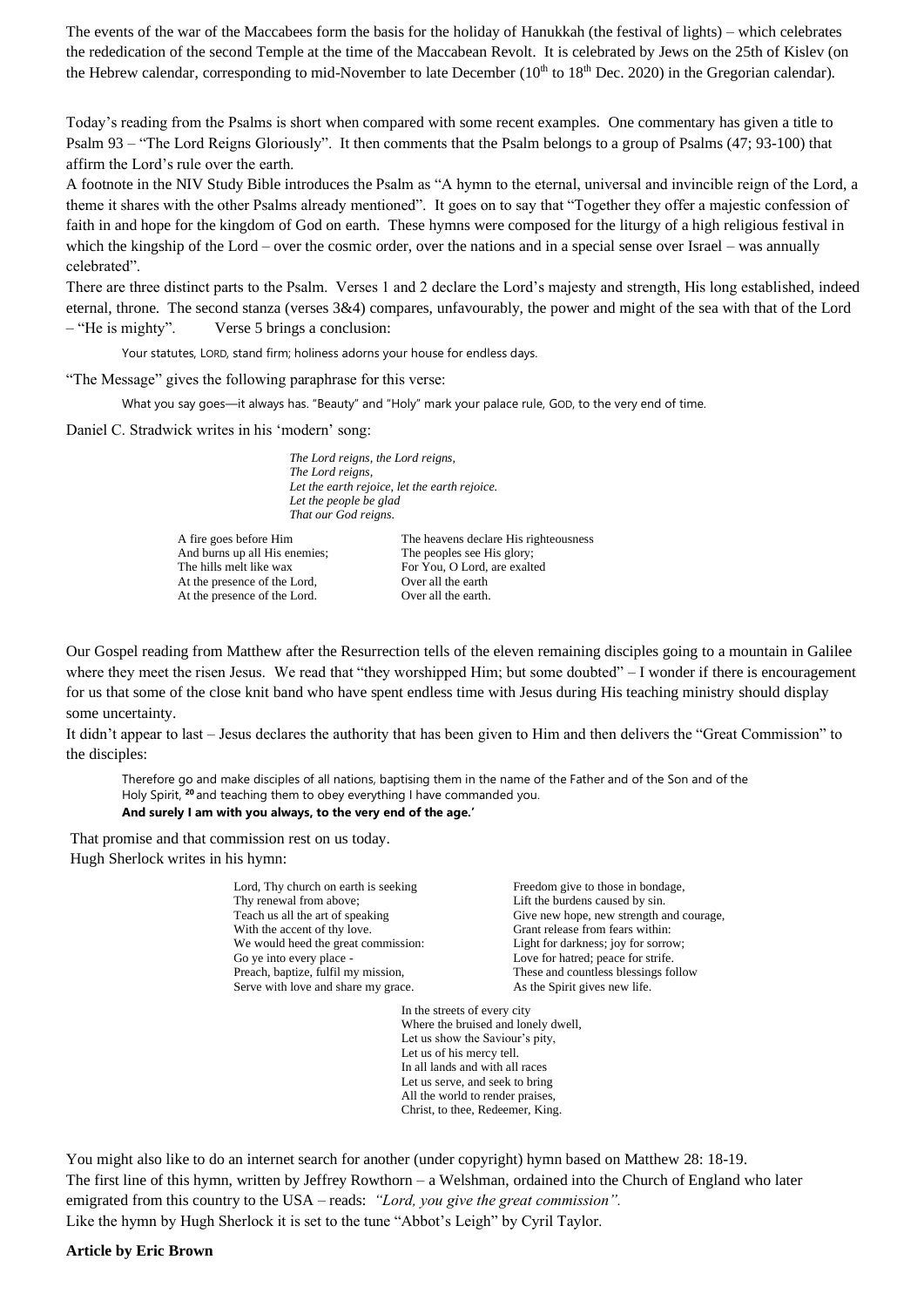The events of the war of the Maccabees form the basis for the holiday of Hanukkah (the festival of lights) – which celebrates the rededication of the second Temple at the time of the Maccabean Revolt. It is celebrated by Jews on the 25th of Kislev (on the Hebrew calendar, corresponding to mid-November to late December (10th to 18th Dec. 2020) in the Gregorian calendar).

Today's reading from the Psalms is short when compared with some recent examples. One commentary has given a title to Psalm 93 – "The Lord Reigns Gloriously". It then comments that the Psalm belongs to a group of Psalms (47; 93-100) that affirm the Lord's rule over the earth.

A footnote in the NIV Study Bible introduces the Psalm as "A hymn to the eternal, universal and invincible reign of the Lord, a theme it shares with the other Psalms already mentioned". It goes on to say that "Together they offer a majestic confession of faith in and hope for the kingdom of God on earth. These hymns were composed for the liturgy of a high religious festival in which the kingship of the Lord – over the cosmic order, over the nations and in a special sense over Israel – was annually celebrated".

There are three distinct parts to the Psalm. Verses 1 and 2 declare the Lord's majesty and strength, His long established, indeed eternal, throne. The second stanza (verses 3&4) compares, unfavourably, the power and might of the sea with that of the Lord – "He is mighty". Verse 5 brings a conclusion:

> Your statutes, LORD, stand firm; holiness adorns your house for endless days.

"The Message" gives the following paraphrase for this verse:

> What you say goes—it always has. "Beauty" and "Holy" mark your palace rule, GOD, to the very end of time.

Daniel C. Stradwick writes in his 'modern' song:

*The Lord reigns, the Lord reigns,*
*The Lord reigns,*
*Let the earth rejoice, let the earth rejoice.*
*Let the people be glad*
*That our God reigns.*

A fire goes before Him
And burns up all His enemies;
The hills melt like wax
At the presence of the Lord,
At the presence of the Lord.

The heavens declare His righteousness
The peoples see His glory;
For You, O Lord, are exalted
Over all the earth
Over all the earth.

Our Gospel reading from Matthew after the Resurrection tells of the eleven remaining disciples going to a mountain in Galilee where they meet the risen Jesus. We read that "they worshipped Him; but some doubted" – I wonder if there is encouragement for us that some of the close knit band who have spent endless time with Jesus during His teaching ministry should display some uncertainty.

It didn't appear to last – Jesus declares the authority that has been given to Him and then delivers the "Great Commission" to the disciples:

> Therefore go and make disciples of all nations, baptising them in the name of the Father and of the Son and of the Holy Spirit, [20] and teaching them to obey everything I have commanded you.
> **And surely I am with you always, to the very end of the age.'**

That promise and that commission rest on us today.
Hugh Sherlock writes in his hymn:

Lord, Thy church on earth is seeking
Thy renewal from above;
Teach us all the art of speaking
With the accent of thy love.
We would heed the great commission:
Go ye into every place -
Preach, baptize, fulfil my mission,
Serve with love and share my grace.

Freedom give to those in bondage,
Lift the burdens caused by sin.
Give new hope, new strength and courage,
Grant release from fears within:
Light for darkness; joy for sorrow;
Love for hatred; peace for strife.
These and countless blessings follow
As the Spirit gives new life.

In the streets of every city
Where the bruised and lonely dwell,
Let us show the Saviour's pity,
Let us of his mercy tell.
In all lands and with all races
Let us serve, and seek to bring
All the world to render praises,
Christ, to thee, Redeemer, King.

You might also like to do an internet search for another (under copyright) hymn based on Matthew 28: 18-19.
The first line of this hymn, written by Jeffrey Rowthorn – a Welshman, ordained into the Church of England who later emigrated from this country to the USA – reads: *"Lord, you give the great commission".*
Like the hymn by Hugh Sherlock it is set to the tune "Abbot's Leigh" by Cyril Taylor.

**Article by Eric Brown**